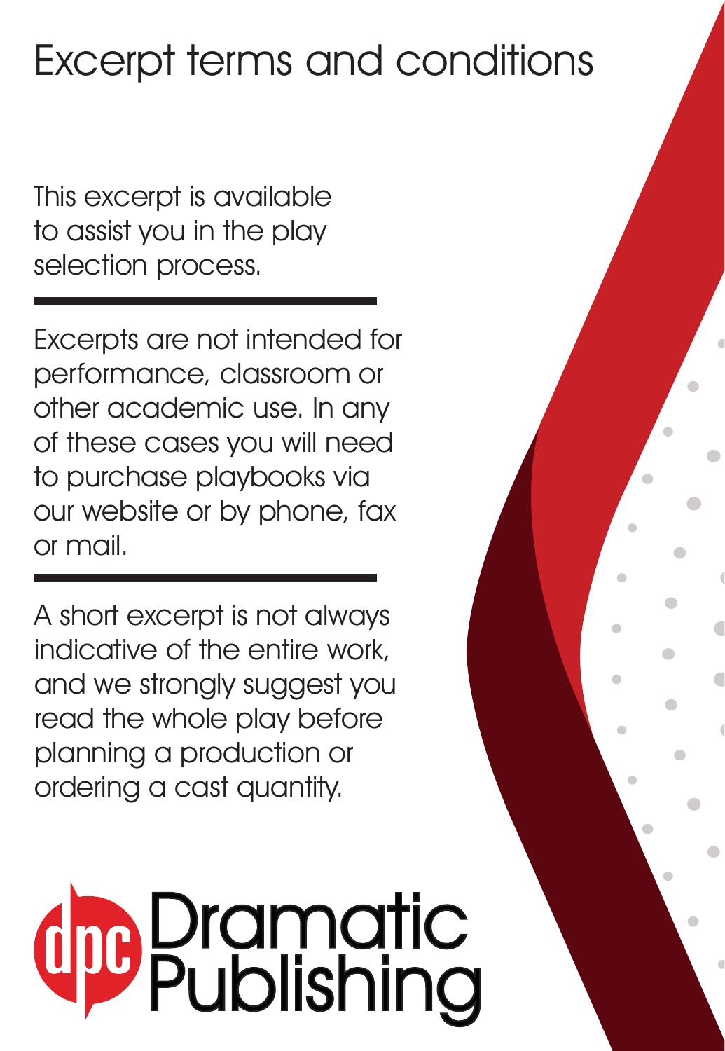# Excerpt terms and conditions

This excerpt is available to assist you in the play selection process.

---

Excerpts are not intended for performance, classroom or other academic use. In any of these cases you will need to purchase playbooks via our website or by phone, fax or mail.

---

A short excerpt is not always indicative of the entire work, and we strongly suggest you read the whole play before planning a production or ordering a cast quantity.

dpc Dramatic Publishing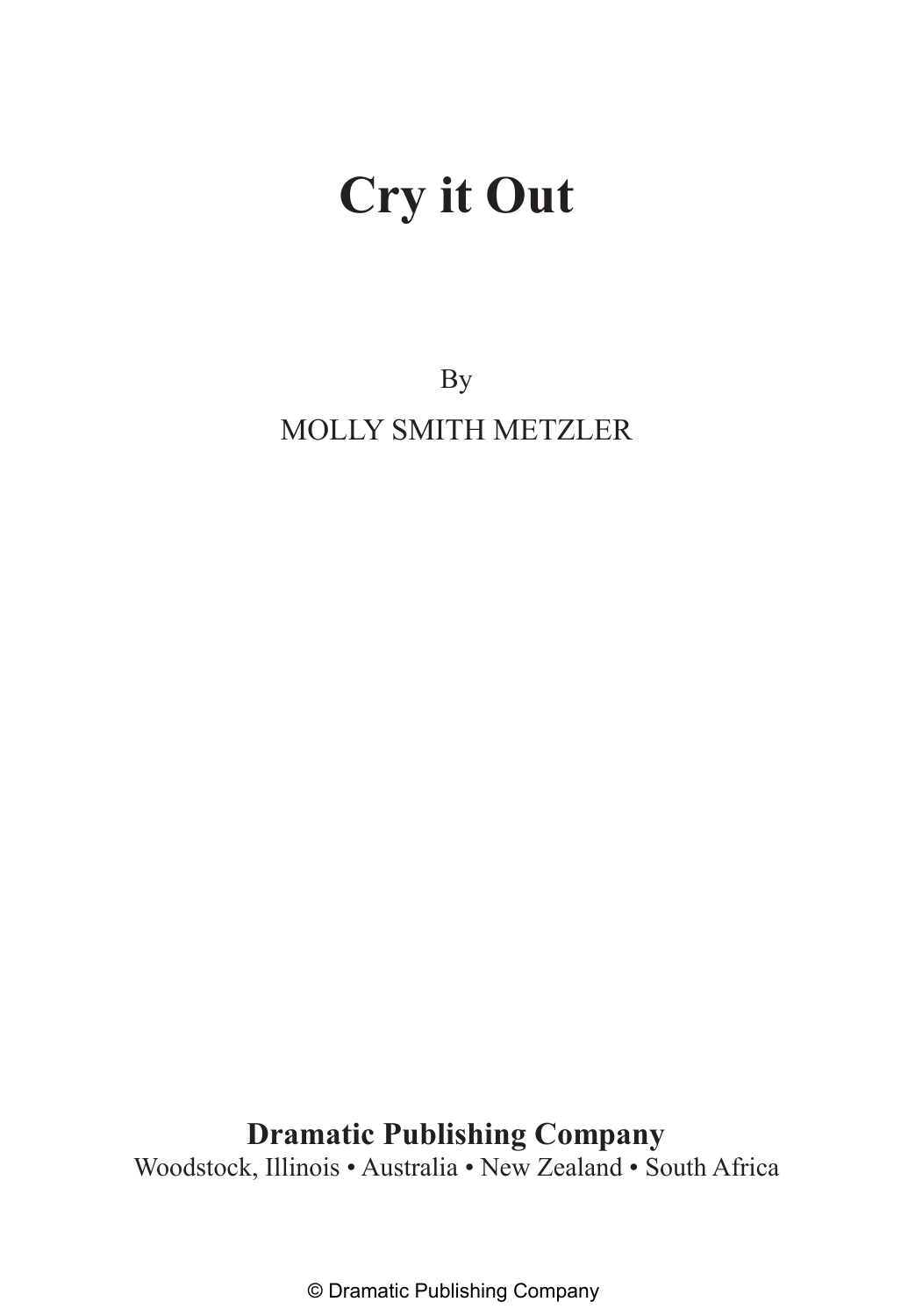# Cry it Out

By

MOLLY SMITH METZLER

**Dramatic Publishing Company**

Woodstock, Illinois • Australia • New Zealand • South Africa

© Dramatic Publishing Company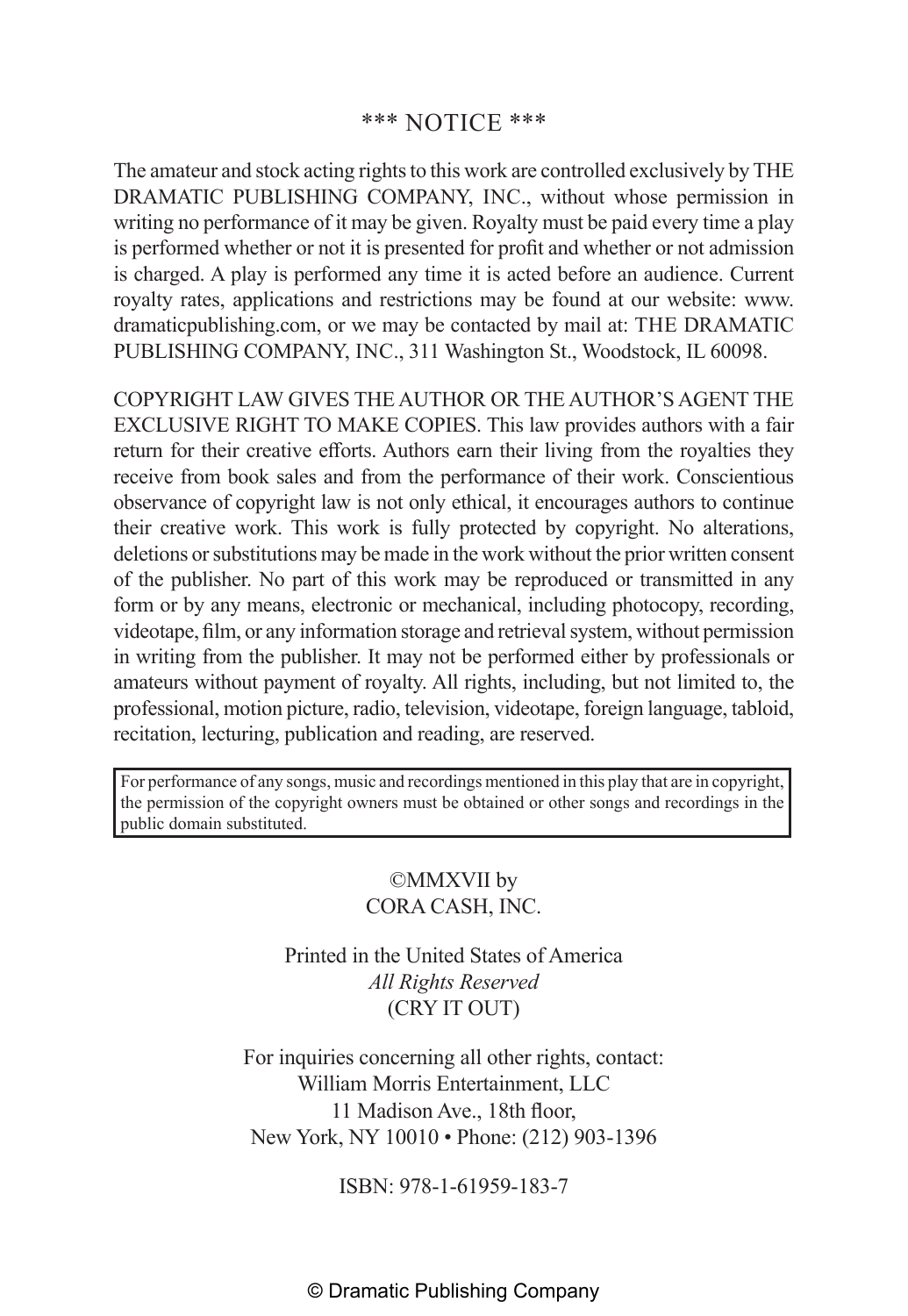\*\*\* NOTICE \*\*\*

The amateur and stock acting rights to this work are controlled exclusively by THE DRAMATIC PUBLISHING COMPANY, INC., without whose permission in writing no performance of it may be given. Royalty must be paid every time a play is performed whether or not it is presented for profit and whether or not admission is charged. A play is performed any time it is acted before an audience. Current royalty rates, applications and restrictions may be found at our website: www.dramaticpublishing.com, or we may be contacted by mail at: THE DRAMATIC PUBLISHING COMPANY, INC., 311 Washington St., Woodstock, IL 60098.

COPYRIGHT LAW GIVES THE AUTHOR OR THE AUTHOR'S AGENT THE EXCLUSIVE RIGHT TO MAKE COPIES. This law provides authors with a fair return for their creative efforts. Authors earn their living from the royalties they receive from book sales and from the performance of their work. Conscientious observance of copyright law is not only ethical, it encourages authors to continue their creative work. This work is fully protected by copyright. No alterations, deletions or substitutions may be made in the work without the prior written consent of the publisher. No part of this work may be reproduced or transmitted in any form or by any means, electronic or mechanical, including photocopy, recording, videotape, film, or any information storage and retrieval system, without permission in writing from the publisher. It may not be performed either by professionals or amateurs without payment of royalty. All rights, including, but not limited to, the professional, motion picture, radio, television, videotape, foreign language, tabloid, recitation, lecturing, publication and reading, are reserved.

For performance of any songs, music and recordings mentioned in this play that are in copyright, the permission of the copyright owners must be obtained or other songs and recordings in the public domain substituted.

©MMXVII by
CORA CASH, INC.

Printed in the United States of America
*All Rights Reserved*
(CRY IT OUT)

For inquiries concerning all other rights, contact:
William Morris Entertainment, LLC
11 Madison Ave., 18th floor,
New York, NY 10010 • Phone: (212) 903-1396

ISBN: 978-1-61959-183-7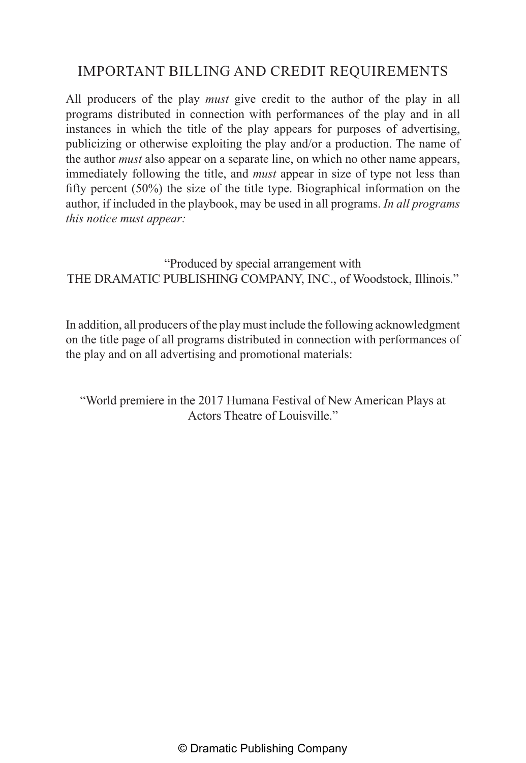## IMPORTANT BILLING AND CREDIT REQUIREMENTS

All producers of the play *must* give credit to the author of the play in all programs distributed in connection with performances of the play and in all instances in which the title of the play appears for purposes of advertising, publicizing or otherwise exploiting the play and/or a production. The name of the author *must* also appear on a separate line, on which no other name appears, immediately following the title, and *must* appear in size of type not less than fifty percent (50%) the size of the title type. Biographical information on the author, if included in the playbook, may be used in all programs. *In all programs this notice must appear:*

"Produced by special arrangement with
THE DRAMATIC PUBLISHING COMPANY, INC., of Woodstock, Illinois."

In addition, all producers of the play must include the following acknowledgment on the title page of all programs distributed in connection with performances of the play and on all advertising and promotional materials:

"World premiere in the 2017 Humana Festival of New American Plays at Actors Theatre of Louisville."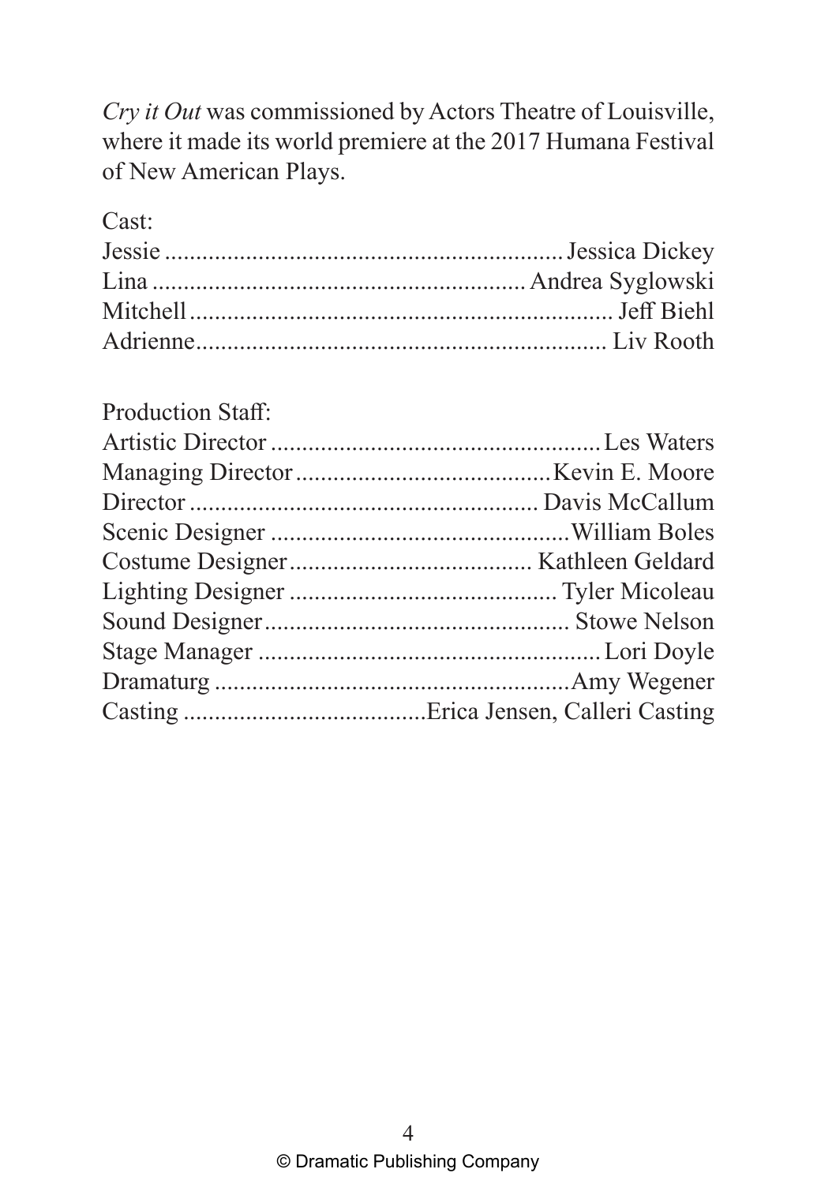*Cry it Out* was commissioned by Actors Theatre of Louisville, where it made its world premiere at the 2017 Humana Festival of New American Plays.

Cast:
Jessie ............................................................... Jessica Dickey
Lina ........................................................... Andrea Syglowski
Mitchell ................................................................... Jeff Biehl
Adrienne ................................................................. Liv Rooth

Production Staff:
Artistic Director ..................................................... Les Waters
Managing Director ......................................... Kevin E. Moore
Director ........................................................ Davis McCallum
Scenic Designer ............................................... William Boles
Costume Designer ...................................... Kathleen Geldard
Lighting Designer .......................................... Tyler Micoleau
Sound Designer ................................................ Stowe Nelson
Stage Manager ...................................................... Lori Doyle
Dramaturg ........................................................ Amy Wegener
Casting ...................................... Erica Jensen, Calleri Casting

© Dramatic Publishing Company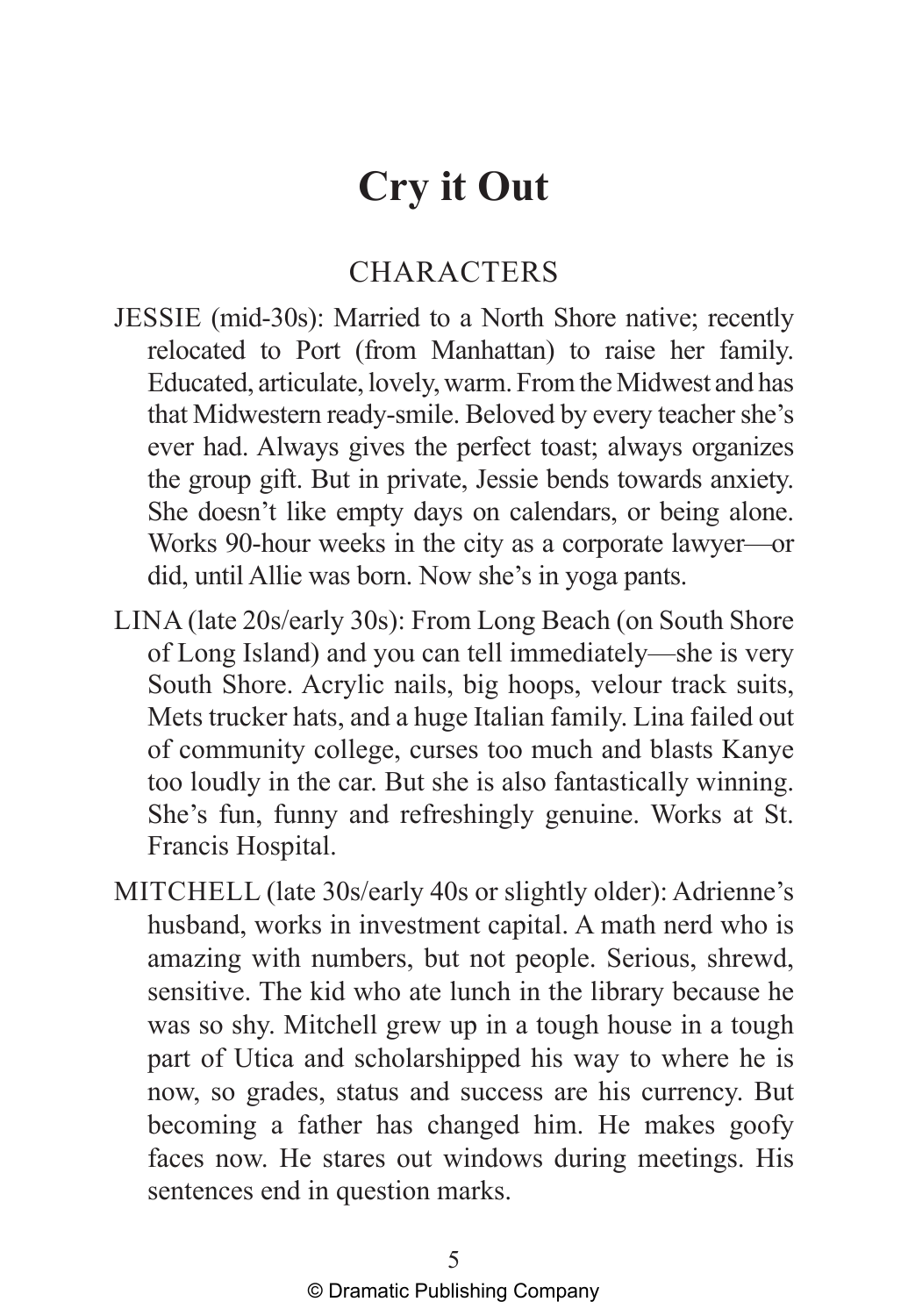# Cry it Out

## CHARACTERS

JESSIE (mid-30s): Married to a North Shore native; recently relocated to Port (from Manhattan) to raise her family. Educated, articulate, lovely, warm. From the Midwest and has that Midwestern ready-smile. Beloved by every teacher she's ever had. Always gives the perfect toast; always organizes the group gift. But in private, Jessie bends towards anxiety. She doesn't like empty days on calendars, or being alone. Works 90-hour weeks in the city as a corporate lawyer—or did, until Allie was born. Now she's in yoga pants.

LINA (late 20s/early 30s): From Long Beach (on South Shore of Long Island) and you can tell immediately—she is very South Shore. Acrylic nails, big hoops, velour track suits, Mets trucker hats, and a huge Italian family. Lina failed out of community college, curses too much and blasts Kanye too loudly in the car. But she is also fantastically winning. She's fun, funny and refreshingly genuine. Works at St. Francis Hospital.

MITCHELL (late 30s/early 40s or slightly older): Adrienne's husband, works in investment capital. A math nerd who is amazing with numbers, but not people. Serious, shrewd, sensitive. The kid who ate lunch in the library because he was so shy. Mitchell grew up in a tough house in a tough part of Utica and scholarshipped his way to where he is now, so grades, status and success are his currency. But becoming a father has changed him. He makes goofy faces now. He stares out windows during meetings. His sentences end in question marks.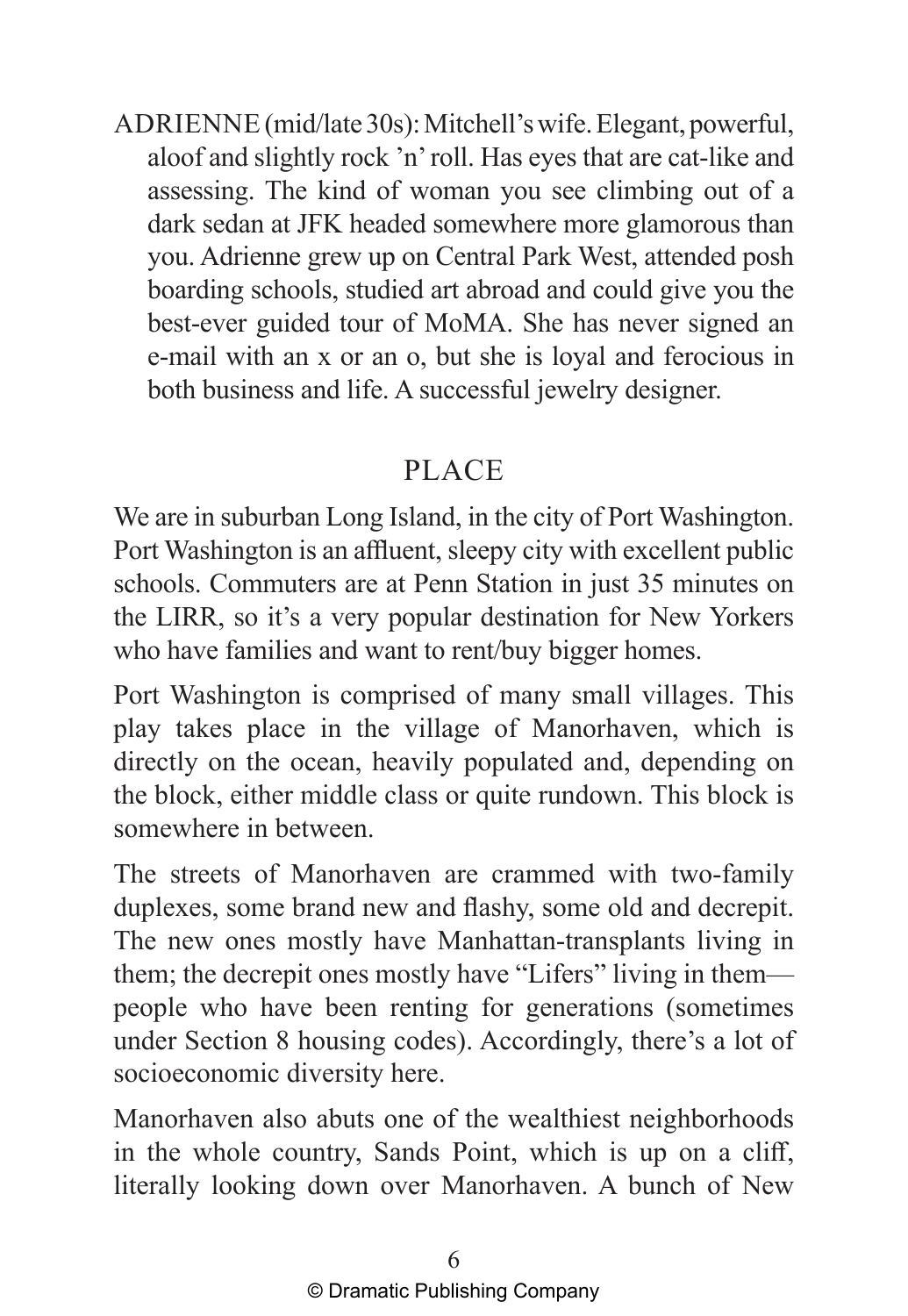ADRIENNE (mid/late 30s): Mitchell's wife. Elegant, powerful, aloof and slightly rock 'n' roll. Has eyes that are cat-like and assessing. The kind of woman you see climbing out of a dark sedan at JFK headed somewhere more glamorous than you. Adrienne grew up on Central Park West, attended posh boarding schools, studied art abroad and could give you the best-ever guided tour of MoMA. She has never signed an e-mail with an x or an o, but she is loyal and ferocious in both business and life. A successful jewelry designer.

## PLACE

We are in suburban Long Island, in the city of Port Washington. Port Washington is an affluent, sleepy city with excellent public schools. Commuters are at Penn Station in just 35 minutes on the LIRR, so it's a very popular destination for New Yorkers who have families and want to rent/buy bigger homes.

Port Washington is comprised of many small villages. This play takes place in the village of Manorhaven, which is directly on the ocean, heavily populated and, depending on the block, either middle class or quite rundown. This block is somewhere in between.

The streets of Manorhaven are crammed with two-family duplexes, some brand new and flashy, some old and decrepit. The new ones mostly have Manhattan-transplants living in them; the decrepit ones mostly have "Lifers" living in them—people who have been renting for generations (sometimes under Section 8 housing codes). Accordingly, there's a lot of socioeconomic diversity here.

Manorhaven also abuts one of the wealthiest neighborhoods in the whole country, Sands Point, which is up on a cliff, literally looking down over Manorhaven. A bunch of New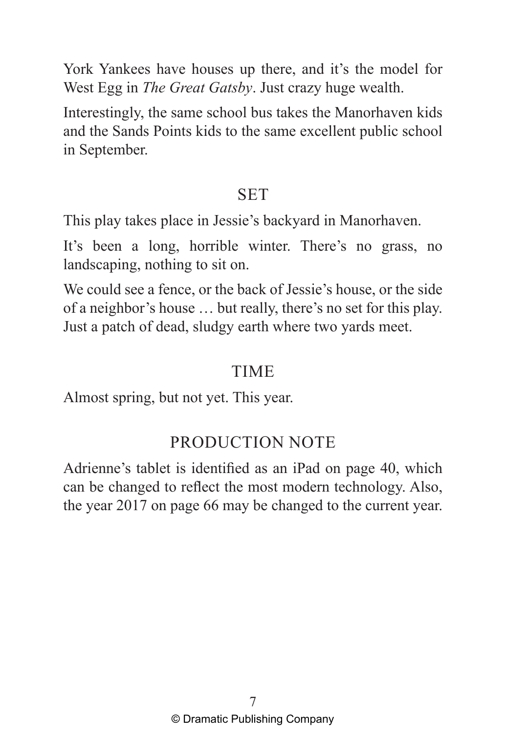York Yankees have houses up there, and it's the model for West Egg in *The Great Gatsby*. Just crazy huge wealth.

Interestingly, the same school bus takes the Manorhaven kids and the Sands Points kids to the same excellent public school in September.

## SET

This play takes place in Jessie's backyard in Manorhaven.

It's been a long, horrible winter. There's no grass, no landscaping, nothing to sit on.

We could see a fence, or the back of Jessie's house, or the side of a neighbor's house … but really, there's no set for this play. Just a patch of dead, sludgy earth where two yards meet.

## TIME

Almost spring, but not yet. This year.

## PRODUCTION NOTE

Adrienne's tablet is identified as an iPad on page 40, which can be changed to reflect the most modern technology. Also, the year 2017 on page 66 may be changed to the current year.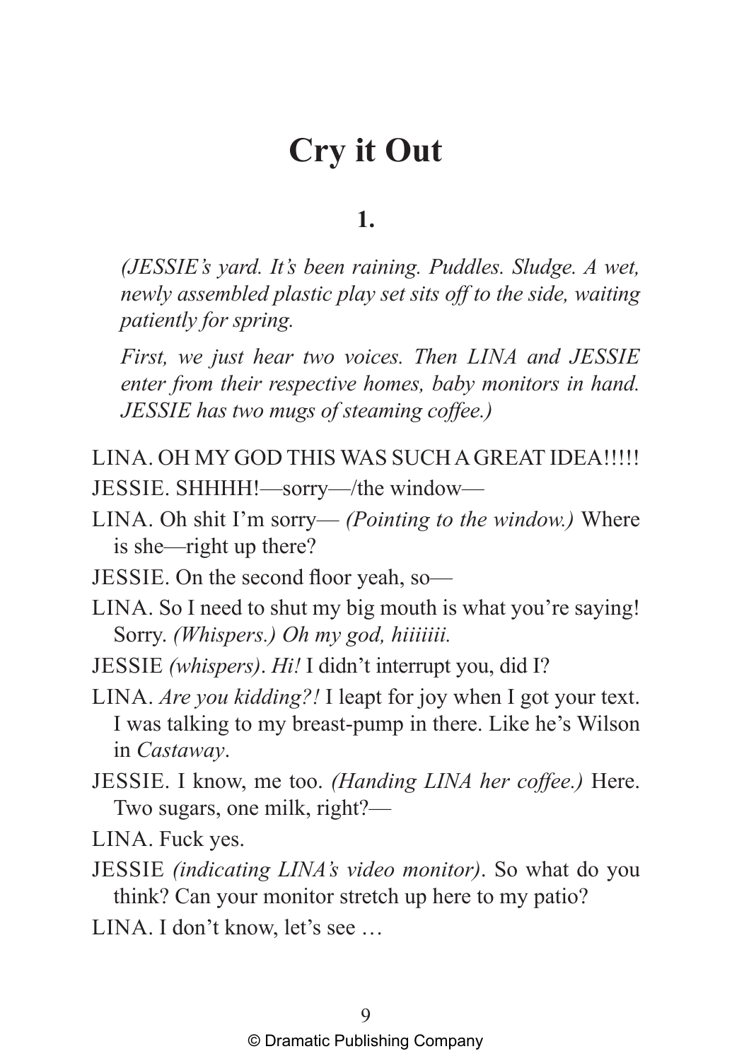# Cry it Out

## 1.

*(JESSIE's yard. It's been raining. Puddles. Sludge. A wet, newly assembled plastic play set sits off to the side, waiting patiently for spring.*

*First, we just hear two voices. Then LINA and JESSIE enter from their respective homes, baby monitors in hand. JESSIE has two mugs of steaming coffee.)*

LINA. OH MY GOD THIS WAS SUCH A GREAT IDEA!!!!!

JESSIE. SHHHH!—sorry—/the window—

LINA. Oh shit I'm sorry— *(Pointing to the window.)* Where is she—right up there?

JESSIE. On the second floor yeah, so—

LINA. So I need to shut my big mouth is what you're saying! Sorry. *(Whispers.) Oh my god, hiiiiiii.*

JESSIE *(whispers)*. *Hi!* I didn't interrupt you, did I?

LINA. *Are you kidding?!* I leapt for joy when I got your text. I was talking to my breast-pump in there. Like he's Wilson in *Castaway*.

JESSIE. I know, me too. *(Handing LINA her coffee.)* Here. Two sugars, one milk, right?—

LINA. Fuck yes.

JESSIE *(indicating LINA's video monitor)*. So what do you think? Can your monitor stretch up here to my patio?

LINA. I don't know, let's see …

© Dramatic Publishing Company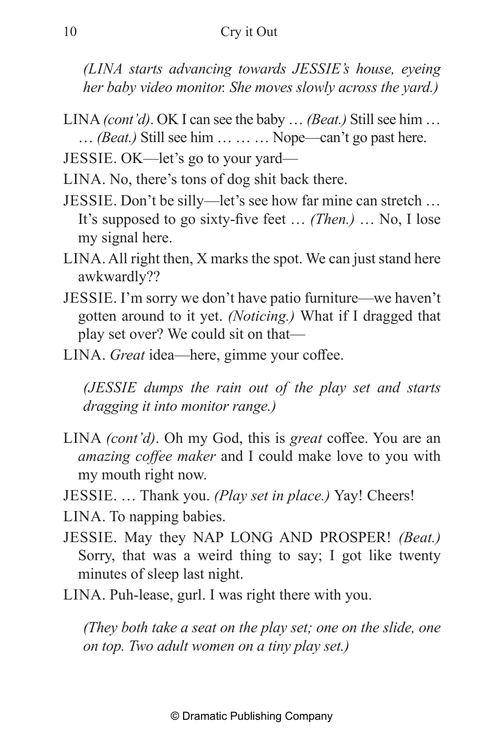*(LINA starts advancing towards JESSIE's house, eyeing her baby video monitor. She moves slowly across the yard.)*

LINA *(cont'd)*. OK I can see the baby … *(Beat.)* Still see him … … *(Beat.)* Still see him … … … Nope—can't go past here.

JESSIE. OK—let's go to your yard—

LINA. No, there's tons of dog shit back there.

JESSIE. Don't be silly—let's see how far mine can stretch … It's supposed to go sixty-five feet … *(Then.)* … No, I lose my signal here.

LINA. All right then, X marks the spot. We can just stand here awkwardly??

JESSIE. I'm sorry we don't have patio furniture—we haven't gotten around to it yet. *(Noticing.)* What if I dragged that play set over? We could sit on that—

LINA. *Great* idea—here, gimme your coffee.

*(JESSIE dumps the rain out of the play set and starts dragging it into monitor range.)*

LINA *(cont'd)*. Oh my God, this is *great* coffee. You are an *amazing coffee maker* and I could make love to you with my mouth right now.

JESSIE. … Thank you. *(Play set in place.)* Yay! Cheers!

LINA. To napping babies.

JESSIE. May they NAP LONG AND PROSPER! *(Beat.)* Sorry, that was a weird thing to say; I got like twenty minutes of sleep last night.

LINA. Puh-lease, gurl. I was right there with you.

*(They both take a seat on the play set; one on the slide, one on top. Two adult women on a tiny play set.)*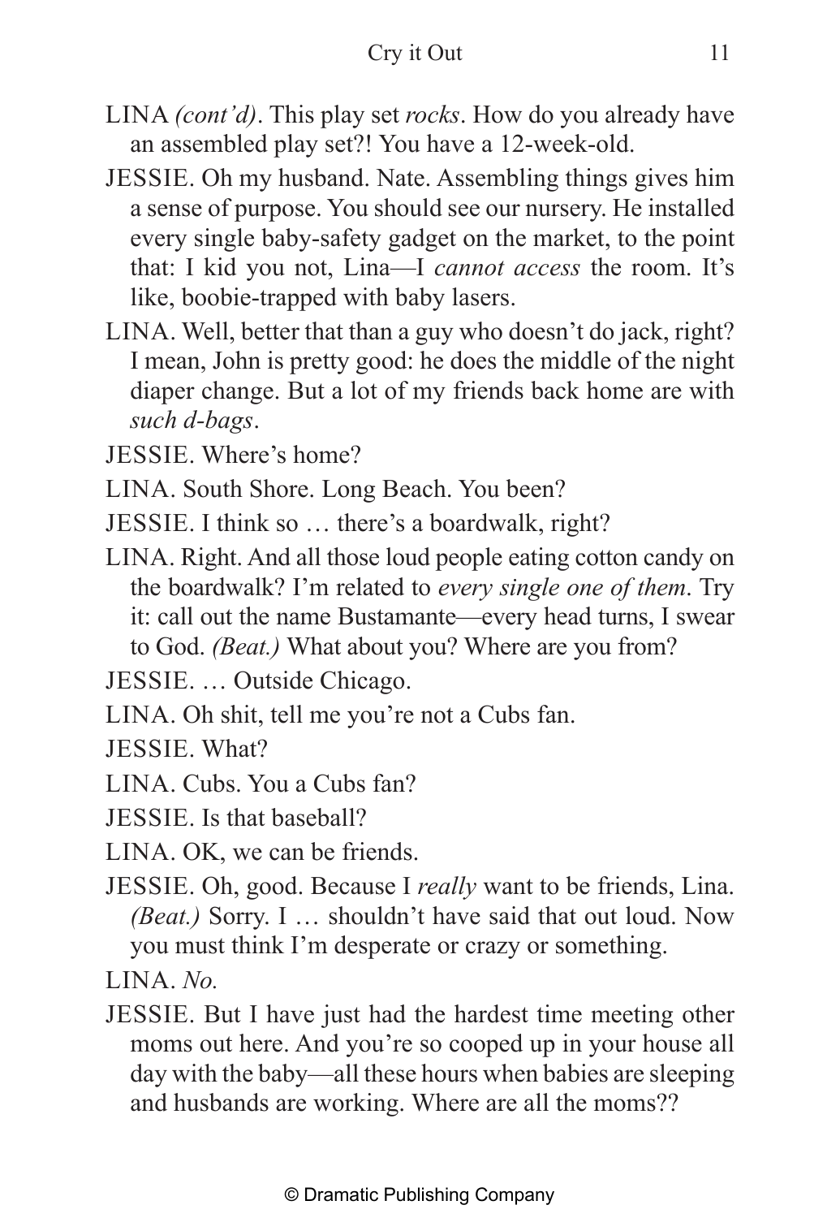LINA *(cont'd)*. This play set *rocks*. How do you already have an assembled play set?! You have a 12-week-old.

JESSIE. Oh my husband. Nate. Assembling things gives him a sense of purpose. You should see our nursery. He installed every single baby-safety gadget on the market, to the point that: I kid you not, Lina—I *cannot access* the room. It's like, boobie-trapped with baby lasers.

LINA. Well, better that than a guy who doesn't do jack, right? I mean, John is pretty good: he does the middle of the night diaper change. But a lot of my friends back home are with *such d-bags*.

JESSIE. Where's home?

LINA. South Shore. Long Beach. You been?

JESSIE. I think so … there's a boardwalk, right?

LINA. Right. And all those loud people eating cotton candy on the boardwalk? I'm related to *every single one of them*. Try it: call out the name Bustamante—every head turns, I swear to God. *(Beat.)* What about you? Where are you from?

JESSIE. … Outside Chicago.

LINA. Oh shit, tell me you're not a Cubs fan.

JESSIE. What?

LINA. Cubs. You a Cubs fan?

JESSIE. Is that baseball?

LINA. OK, we can be friends.

JESSIE. Oh, good. Because I *really* want to be friends, Lina. *(Beat.)* Sorry. I … shouldn't have said that out loud. Now you must think I'm desperate or crazy or something.

LINA. *No.*

JESSIE. But I have just had the hardest time meeting other moms out here. And you're so cooped up in your house all day with the baby—all these hours when babies are sleeping and husbands are working. Where are all the moms??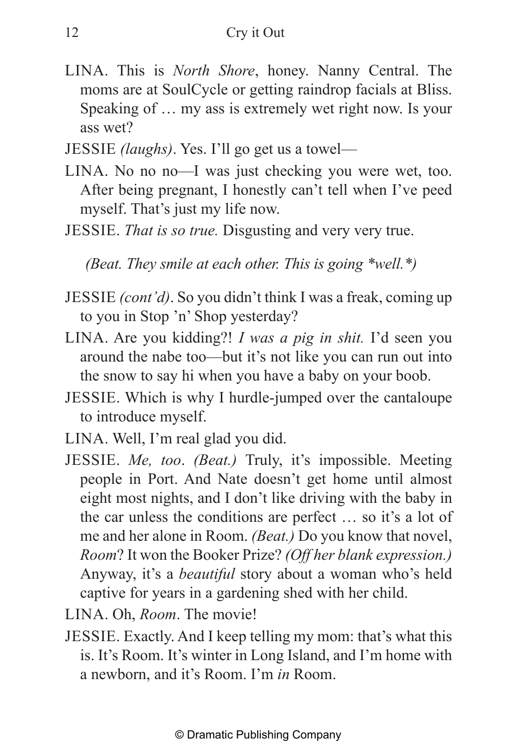LINA. This is *North Shore*, honey. Nanny Central. The moms are at SoulCycle or getting raindrop facials at Bliss. Speaking of … my ass is extremely wet right now. Is your ass wet?

JESSIE *(laughs)*. Yes. I'll go get us a towel—

LINA. No no no—I was just checking you were wet, too. After being pregnant, I honestly can't tell when I've peed myself. That's just my life now.

JESSIE. *That is so true.* Disgusting and very very true.

*(Beat. They smile at each other. This is going *well.*)*

JESSIE *(cont'd)*. So you didn't think I was a freak, coming up to you in Stop 'n' Shop yesterday?

LINA. Are you kidding?! *I was a pig in shit.* I'd seen you around the nabe too—but it's not like you can run out into the snow to say hi when you have a baby on your boob.

JESSIE. Which is why I hurdle-jumped over the cantaloupe to introduce myself.

LINA. Well, I'm real glad you did.

JESSIE. *Me, too*. *(Beat.)* Truly, it's impossible. Meeting people in Port. And Nate doesn't get home until almost eight most nights, and I don't like driving with the baby in the car unless the conditions are perfect … so it's a lot of me and her alone in Room. *(Beat.)* Do you know that novel, *Room*? It won the Booker Prize? *(Off her blank expression.)* Anyway, it's a *beautiful* story about a woman who's held captive for years in a gardening shed with her child.

LINA. Oh, *Room*. The movie!

JESSIE. Exactly. And I keep telling my mom: that's what this is. It's Room. It's winter in Long Island, and I'm home with a newborn, and it's Room. I'm *in* Room.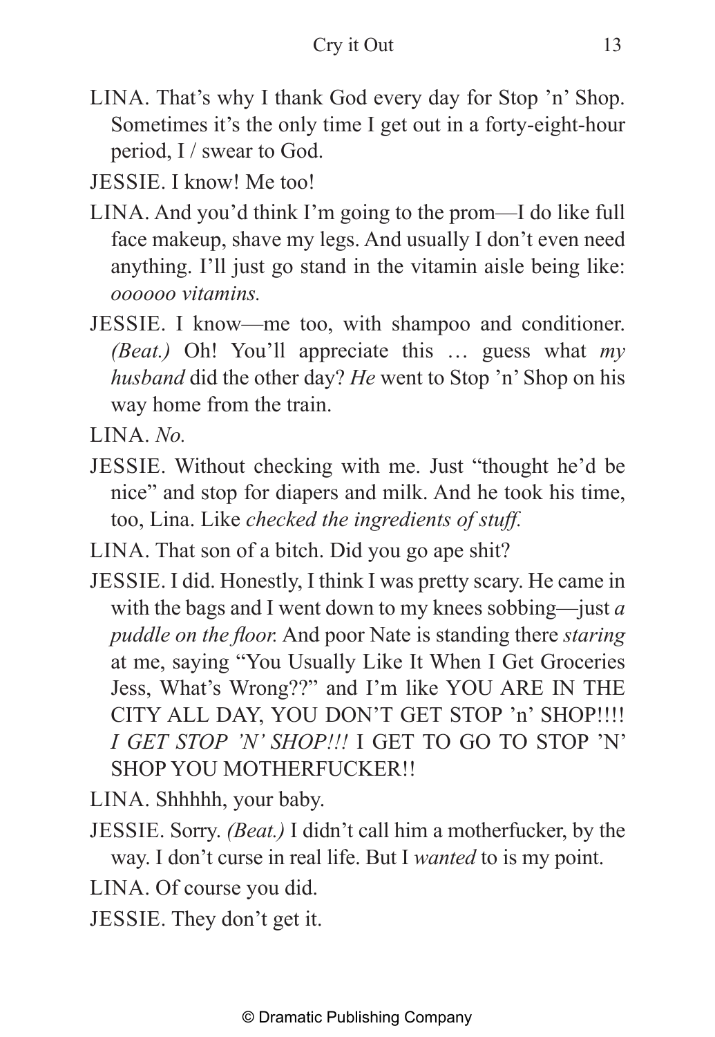LINA. That's why I thank God every day for Stop 'n' Shop. Sometimes it's the only time I get out in a forty-eight-hour period, I / swear to God.

JESSIE. I know! Me too!

LINA. And you'd think I'm going to the prom—I do like full face makeup, shave my legs. And usually I don't even need anything. I'll just go stand in the vitamin aisle being like: *oooooo vitamins.*

JESSIE. I know—me too, with shampoo and conditioner. *(Beat.)* Oh! You'll appreciate this … guess what *my husband* did the other day? *He* went to Stop 'n' Shop on his way home from the train.

LINA. *No.*

JESSIE. Without checking with me. Just "thought he'd be nice" and stop for diapers and milk. And he took his time, too, Lina. Like *checked the ingredients of stuff.*

LINA. That son of a bitch. Did you go ape shit?

JESSIE. I did. Honestly, I think I was pretty scary. He came in with the bags and I went down to my knees sobbing—just *a puddle on the floor.* And poor Nate is standing there *staring* at me, saying "You Usually Like It When I Get Groceries Jess, What's Wrong??" and I'm like YOU ARE IN THE CITY ALL DAY, YOU DON'T GET STOP 'n' SHOP!!!! *I GET STOP 'N' SHOP!!!* I GET TO GO TO STOP 'N' SHOP YOU MOTHERFUCKER!!

LINA. Shhhhh, your baby.

JESSIE. Sorry. *(Beat.)* I didn't call him a motherfucker, by the way. I don't curse in real life. But I *wanted* to is my point.

LINA. Of course you did.

JESSIE. They don't get it.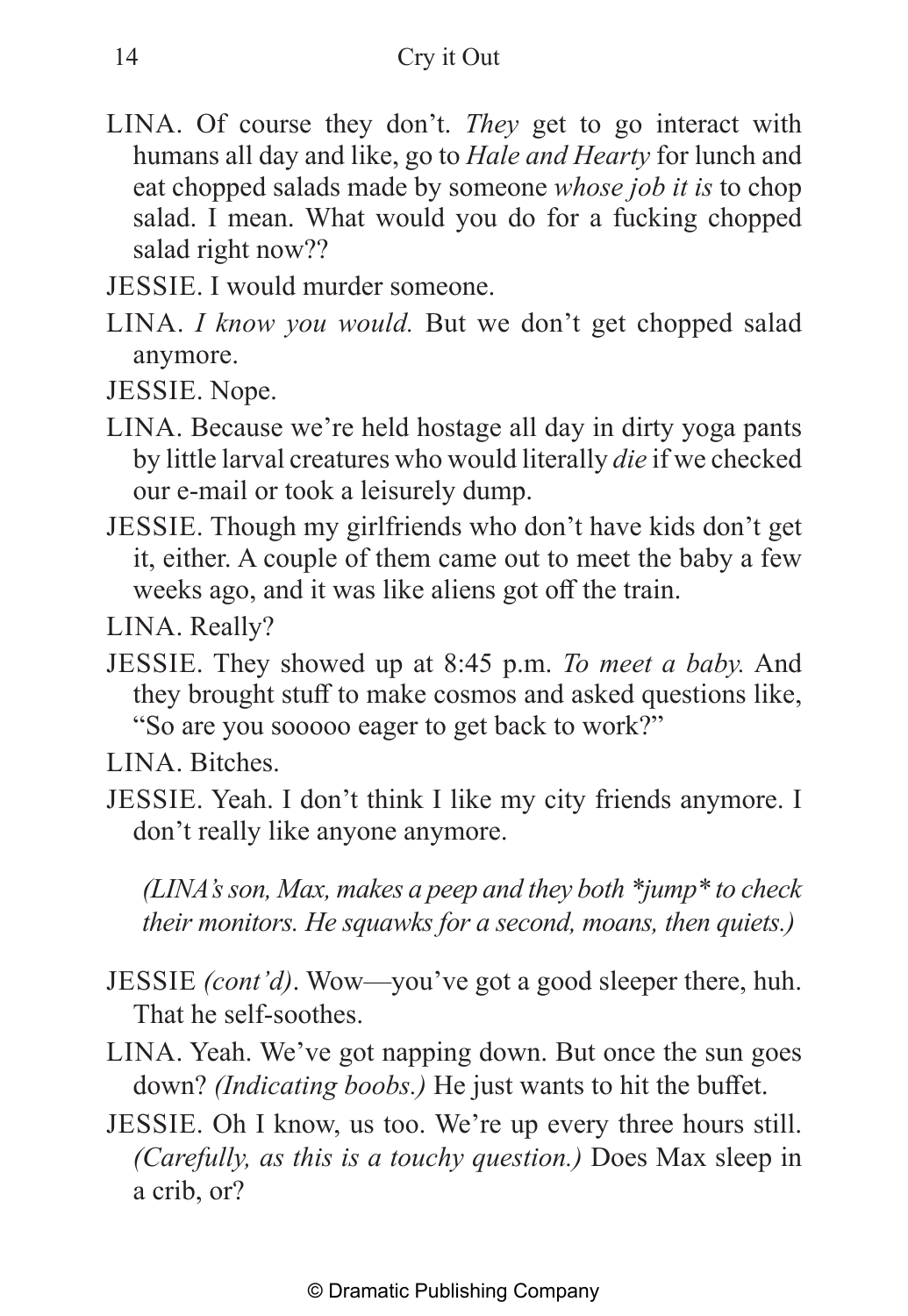LINA. Of course they don't. *They* get to go interact with humans all day and like, go to *Hale and Hearty* for lunch and eat chopped salads made by someone *whose job it is* to chop salad. I mean. What would you do for a fucking chopped salad right now??

JESSIE. I would murder someone.

LINA. *I know you would.* But we don't get chopped salad anymore.

JESSIE. Nope.

LINA. Because we're held hostage all day in dirty yoga pants by little larval creatures who would literally *die* if we checked our e-mail or took a leisurely dump.

JESSIE. Though my girlfriends who don't have kids don't get it, either. A couple of them came out to meet the baby a few weeks ago, and it was like aliens got off the train.

LINA. Really?

JESSIE. They showed up at 8:45 p.m. *To meet a baby.* And they brought stuff to make cosmos and asked questions like, "So are you sooooo eager to get back to work?"

LINA. Bitches.

JESSIE. Yeah. I don't think I like my city friends anymore. I don't really like anyone anymore.

*(LINA's son, Max, makes a peep and they both *jump* to check their monitors. He squawks for a second, moans, then quiets.)*

JESSIE *(cont'd)*. Wow—you've got a good sleeper there, huh. That he self-soothes.

LINA. Yeah. We've got napping down. But once the sun goes down? *(Indicating boobs.)* He just wants to hit the buffet.

JESSIE. Oh I know, us too. We're up every three hours still. *(Carefully, as this is a touchy question.)* Does Max sleep in a crib, or?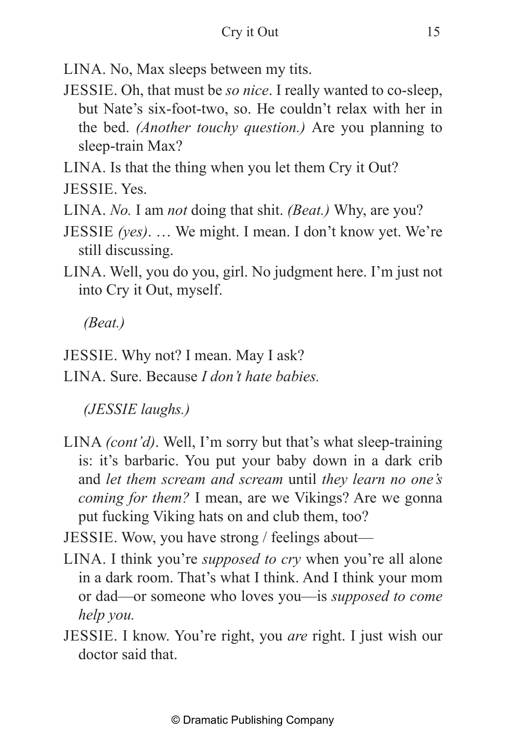LINA. No, Max sleeps between my tits.

JESSIE. Oh, that must be *so nice*. I really wanted to co-sleep, but Nate's six-foot-two, so. He couldn't relax with her in the bed. *(Another touchy question.)* Are you planning to sleep-train Max?

LINA. Is that the thing when you let them Cry it Out?

JESSIE. Yes.

LINA. *No.* I am *not* doing that shit. *(Beat.)* Why, are you?

JESSIE *(yes)*. … We might. I mean. I don't know yet. We're still discussing.

LINA. Well, you do you, girl. No judgment here. I'm just not into Cry it Out, myself.

*(Beat.)*

JESSIE. Why not? I mean. May I ask?

LINA. Sure. Because *I don't hate babies.*

*(JESSIE laughs.)*

LINA *(cont'd)*. Well, I'm sorry but that's what sleep-training is: it's barbaric. You put your baby down in a dark crib and *let them scream and scream* until *they learn no one's coming for them?* I mean, are we Vikings? Are we gonna put fucking Viking hats on and club them, too?

JESSIE. Wow, you have strong / feelings about—

LINA. I think you're *supposed to cry* when you're all alone in a dark room. That's what I think. And I think your mom or dad—or someone who loves you—is *supposed to come help you.*

JESSIE. I know. You're right, you *are* right. I just wish our doctor said that.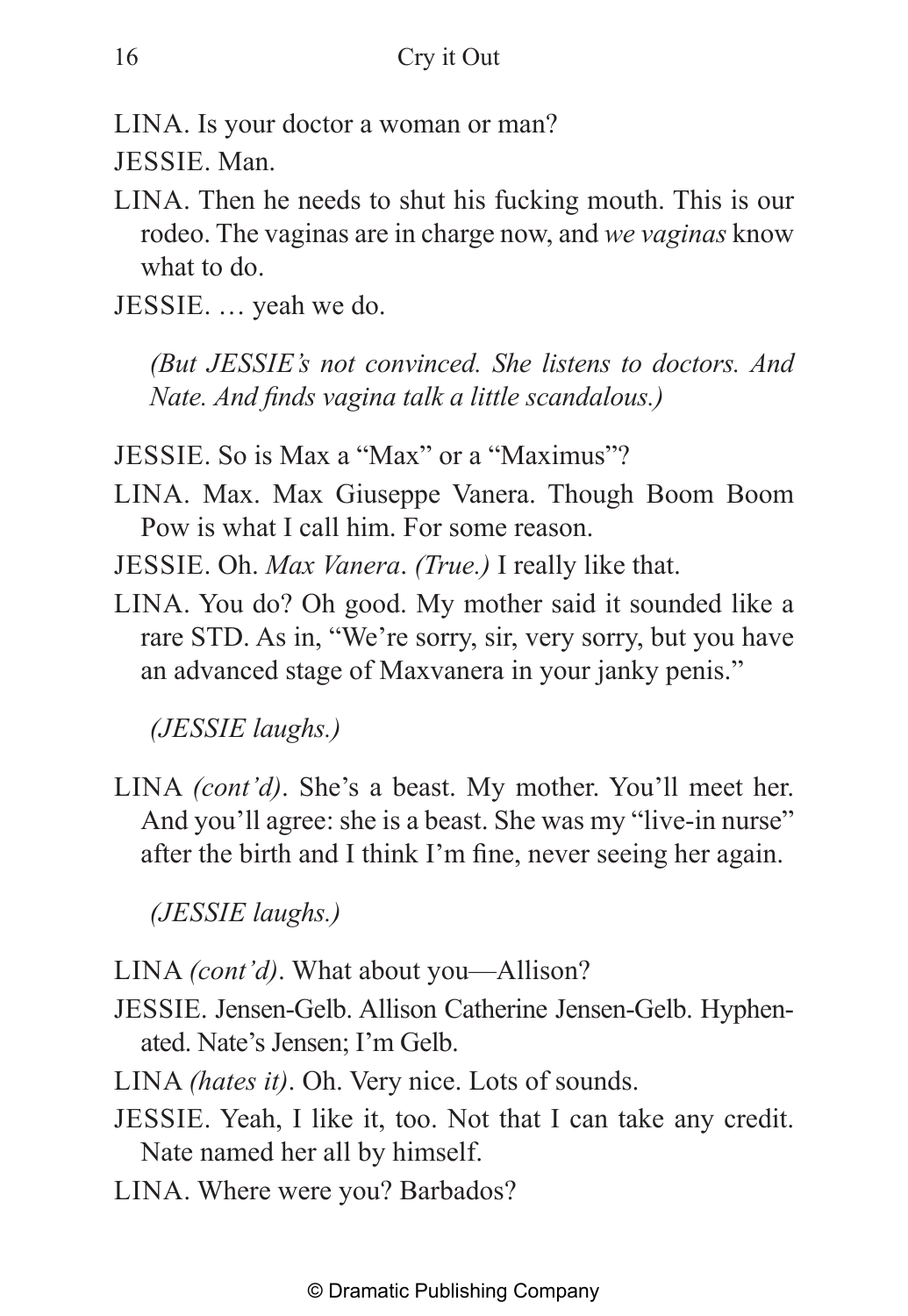LINA. Is your doctor a woman or man?

JESSIE. Man.

LINA. Then he needs to shut his fucking mouth. This is our rodeo. The vaginas are in charge now, and *we vaginas* know what to do.

JESSIE. … yeah we do.

*(But JESSIE's not convinced. She listens to doctors. And Nate. And finds vagina talk a little scandalous.)*

JESSIE. So is Max a "Max" or a "Maximus"?

LINA. Max. Max Giuseppe Vanera. Though Boom Boom Pow is what I call him. For some reason.

JESSIE. Oh. *Max Vanera*. *(True.)* I really like that.

LINA. You do? Oh good. My mother said it sounded like a rare STD. As in, "We're sorry, sir, very sorry, but you have an advanced stage of Maxvanera in your janky penis."

*(JESSIE laughs.)*

LINA *(cont'd)*. She's a beast. My mother. You'll meet her. And you'll agree: she is a beast. She was my "live-in nurse" after the birth and I think I'm fine, never seeing her again.

*(JESSIE laughs.)*

LINA *(cont'd)*. What about you—Allison?

JESSIE. Jensen-Gelb. Allison Catherine Jensen-Gelb. Hyphenated. Nate's Jensen; I'm Gelb.

LINA *(hates it)*. Oh. Very nice. Lots of sounds.

JESSIE. Yeah, I like it, too. Not that I can take any credit. Nate named her all by himself.

LINA. Where were you? Barbados?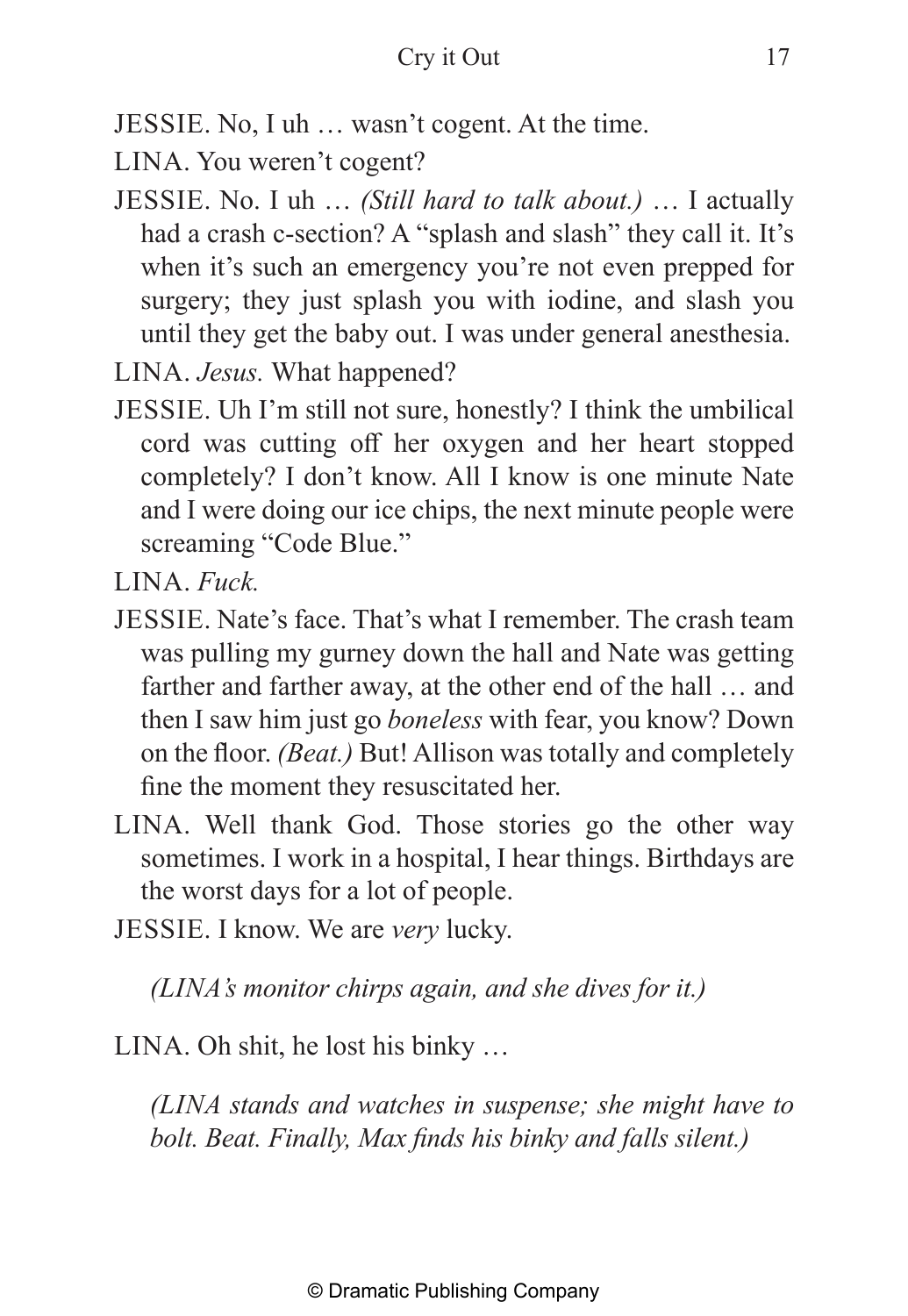JESSIE. No, I uh … wasn't cogent. At the time.

LINA. You weren't cogent?

JESSIE. No. I uh … *(Still hard to talk about.)* … I actually had a crash c-section? A "splash and slash" they call it. It's when it's such an emergency you're not even prepped for surgery; they just splash you with iodine, and slash you until they get the baby out. I was under general anesthesia.

LINA. *Jesus.* What happened?

JESSIE. Uh I'm still not sure, honestly? I think the umbilical cord was cutting off her oxygen and her heart stopped completely? I don't know. All I know is one minute Nate and I were doing our ice chips, the next minute people were screaming "Code Blue."

LINA. *Fuck.*

JESSIE. Nate's face. That's what I remember. The crash team was pulling my gurney down the hall and Nate was getting farther and farther away, at the other end of the hall … and then I saw him just go *boneless* with fear, you know? Down on the floor. *(Beat.)* But! Allison was totally and completely fine the moment they resuscitated her.

LINA. Well thank God. Those stories go the other way sometimes. I work in a hospital, I hear things. Birthdays are the worst days for a lot of people.

JESSIE. I know. We are *very* lucky.

*(LINA's monitor chirps again, and she dives for it.)*

LINA. Oh shit, he lost his binky …

*(LINA stands and watches in suspense; she might have to bolt. Beat. Finally, Max finds his binky and falls silent.)*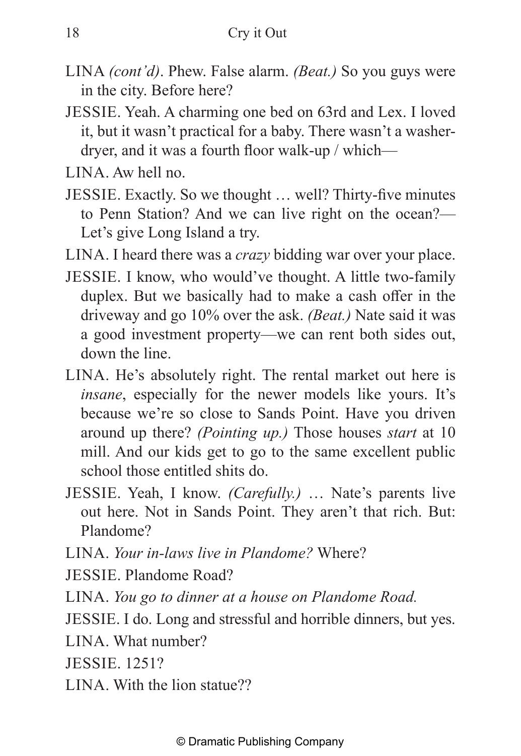LINA *(cont'd)*. Phew. False alarm. *(Beat.)* So you guys were in the city. Before here?

JESSIE. Yeah. A charming one bed on 63rd and Lex. I loved it, but it wasn't practical for a baby. There wasn't a washer-dryer, and it was a fourth floor walk-up / which—

LINA. Aw hell no.

JESSIE. Exactly. So we thought … well? Thirty-five minutes to Penn Station? And we can live right on the ocean?—Let's give Long Island a try.

LINA. I heard there was a *crazy* bidding war over your place.

JESSIE. I know, who would've thought. A little two-family duplex. But we basically had to make a cash offer in the driveway and go 10% over the ask. *(Beat.)* Nate said it was a good investment property—we can rent both sides out, down the line.

LINA. He's absolutely right. The rental market out here is *insane*, especially for the newer models like yours. It's because we're so close to Sands Point. Have you driven around up there? *(Pointing up.)* Those houses *start* at 10 mill. And our kids get to go to the same excellent public school those entitled shits do.

JESSIE. Yeah, I know. *(Carefully.)* … Nate's parents live out here. Not in Sands Point. They aren't that rich. But: Plandome?

LINA. *Your in-laws live in Plandome?* Where?

JESSIE. Plandome Road?

LINA. *You go to dinner at a house on Plandome Road.*

JESSIE. I do. Long and stressful and horrible dinners, but yes.

LINA. What number?

JESSIE. 1251?

LINA. With the lion statue??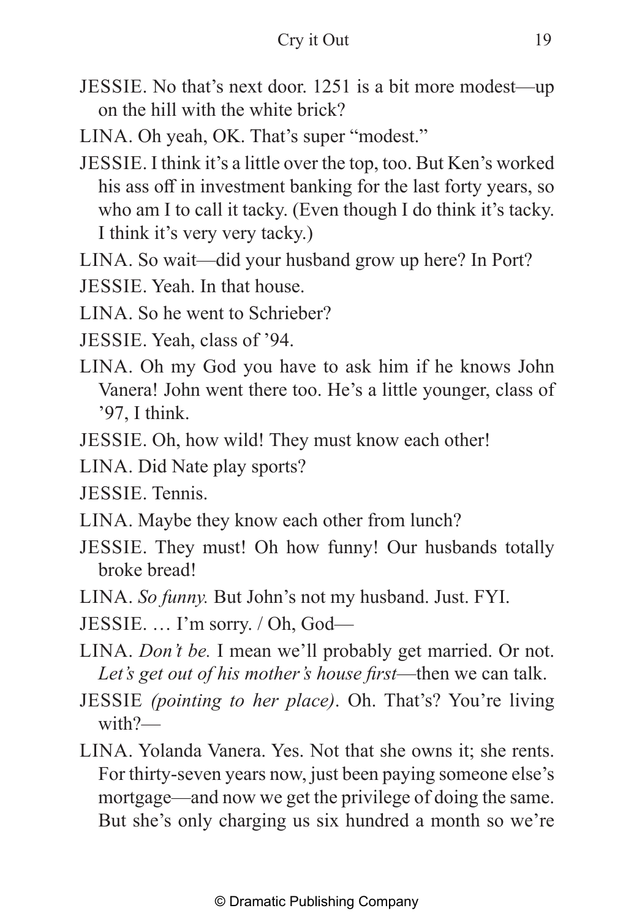JESSIE. No that's next door. 1251 is a bit more modest—up on the hill with the white brick?

LINA. Oh yeah, OK. That's super "modest."

JESSIE. I think it's a little over the top, too. But Ken's worked his ass off in investment banking for the last forty years, so who am I to call it tacky. (Even though I do think it's tacky. I think it's very very tacky.)

LINA. So wait—did your husband grow up here? In Port?

JESSIE. Yeah. In that house.

LINA. So he went to Schrieber?

JESSIE. Yeah, class of '94.

LINA. Oh my God you have to ask him if he knows John Vanera! John went there too. He's a little younger, class of '97, I think.

JESSIE. Oh, how wild! They must know each other!

LINA. Did Nate play sports?

JESSIE. Tennis.

LINA. Maybe they know each other from lunch?

JESSIE. They must! Oh how funny! Our husbands totally broke bread!

LINA. *So funny.* But John's not my husband. Just. FYI.

JESSIE. … I'm sorry. / Oh, God—

LINA. *Don't be.* I mean we'll probably get married. Or not. *Let's get out of his mother's house first*—then we can talk.

JESSIE *(pointing to her place)*. Oh. That's? You're living with?—

LINA. Yolanda Vanera. Yes. Not that she owns it; she rents. For thirty-seven years now, just been paying someone else's mortgage—and now we get the privilege of doing the same. But she's only charging us six hundred a month so we're